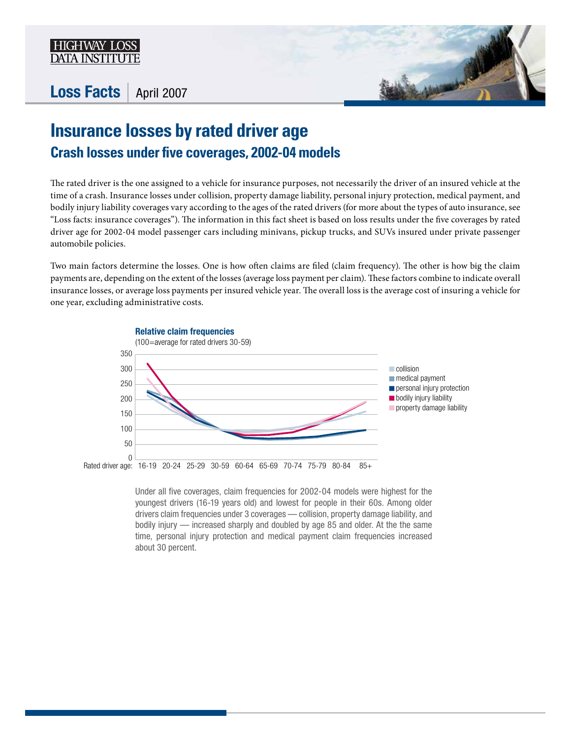HIGHWAY LOSS DATA INSTITUTE

**Loss Facts** | April 2007

# Insurance losses by rated driver age

## Crash losses under five coverages, 2002-04 models

The rated driver is the one assigned to a vehicle for insurance purposes, not necessarily the driver of an insured vehicle at the time of a crash. Insurance losses under collision, property damage liability, personal injury protection, medical payment, and bodily injury liability coverages vary according to the ages of the rated drivers (for more about the types of auto insurance, see "Loss facts: insurance coverages"). The information in this fact sheet is based on loss results under the five coverages by rated driver age for 2002-04 model passenger cars including minivans, pickup trucks, and SUVs insured under private passenger automobile policies.

Two main factors determine the losses. One is how often claims are filed (claim frequency). The other is how big the claim payments are, depending on the extent of the losses (average loss payment per claim). These factors combine to indicate overall insurance losses, or average loss payments per insured vehicle year. The overall loss is the average cost of insuring a vehicle for one year, excluding administrative costs.

**Relative claim frequencies**

(100=average for rated drivers 30-59)

Legend: collision, medical payment, personal injury protection, bodily injury liability, property damage liability

Rated driver age: 16-19, 20-24, 25-29, 30-59, 60-64, 65-69, 70-74, 75-79, 80-84, 85+

Under all five coverages, claim frequencies for 2002-04 models were highest for the youngest drivers (16-19 years old) and lowest for people in their 60s. Among older drivers claim frequencies under 3 coverages — collision, property damage liability, and bodily injury — increased sharply and doubled by age 85 and older. At the the same time, personal injury protection and medical payment claim frequencies increased about 30 percent.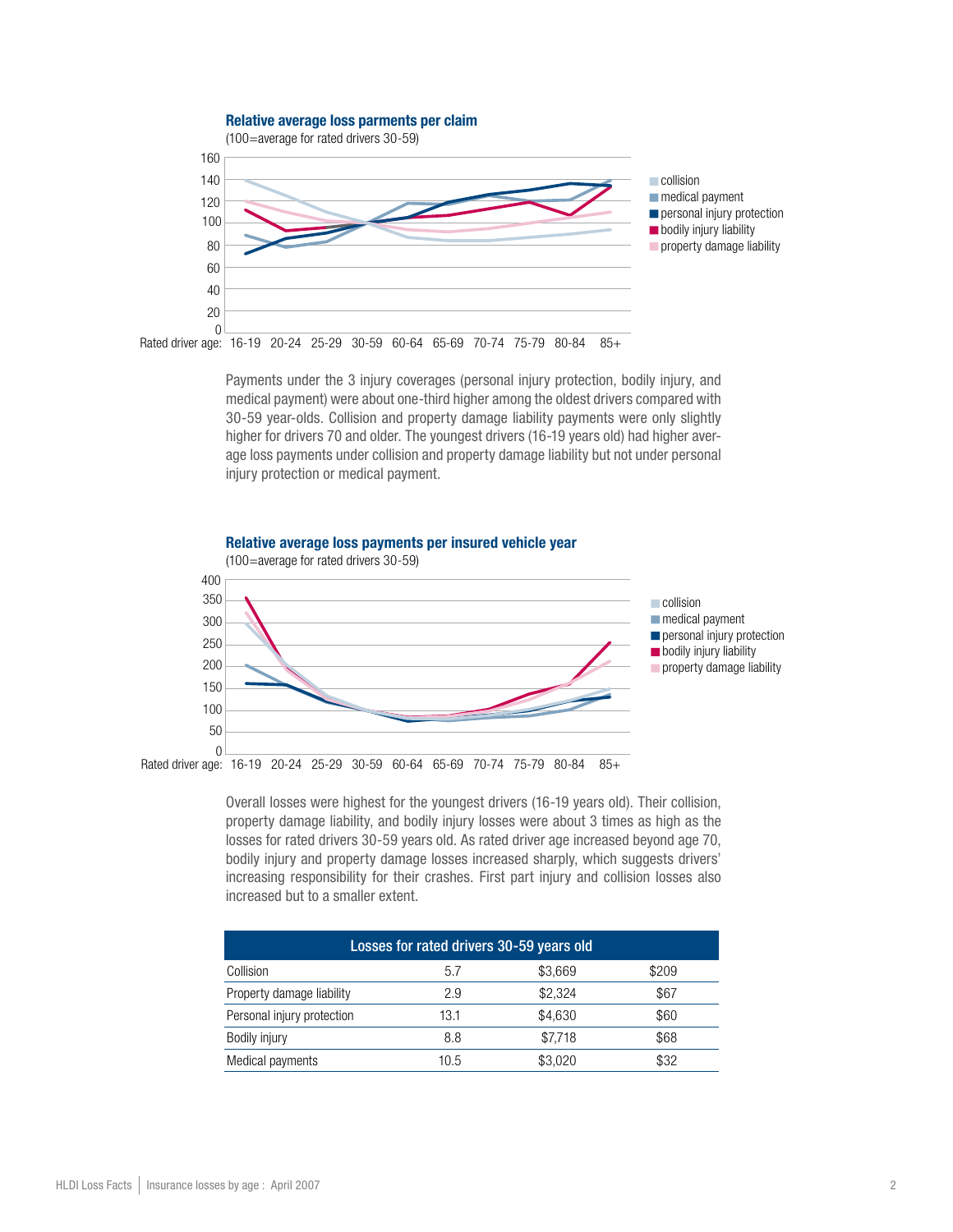**Relative average loss parments per claim**

(100=average for rated drivers 30-59)

Payments under the 3 injury coverages (personal injury protection, bodily injury, and medical payment) were about one-third higher among the oldest drivers compared with 30-59 year-olds. Collision and property damage liability payments were only slightly higher for drivers 70 and older. The youngest drivers (16-19 years old) had higher average loss payments under collision and property damage liability but not under personal injury protection or medical payment.

**Relative average loss payments per insured vehicle year**

(100=average for rated drivers 30-59)

Overall losses were highest for the youngest drivers (16-19 years old). Their collision, property damage liability, and bodily injury losses were about 3 times as high as the losses for rated drivers 30-59 years old. As rated driver age increased beyond age 70, bodily injury and property damage losses increased sharply, which suggests drivers' increasing responsibility for their crashes. First part injury and collision losses also increased but to a smaller extent.

| Losses for rated drivers 30-59 years old | | | |
|---|---|---|---|
| Collision | 5.7 | $3,669 | $209 |
| Property damage liability | 2.9 | $2,324 | $67 |
| Personal injury protection | 13.1 | $4,630 | $60 |
| Bodily injury | 8.8 | $7,718 | $68 |
| Medical payments | 10.5 | $3,020 | $32 |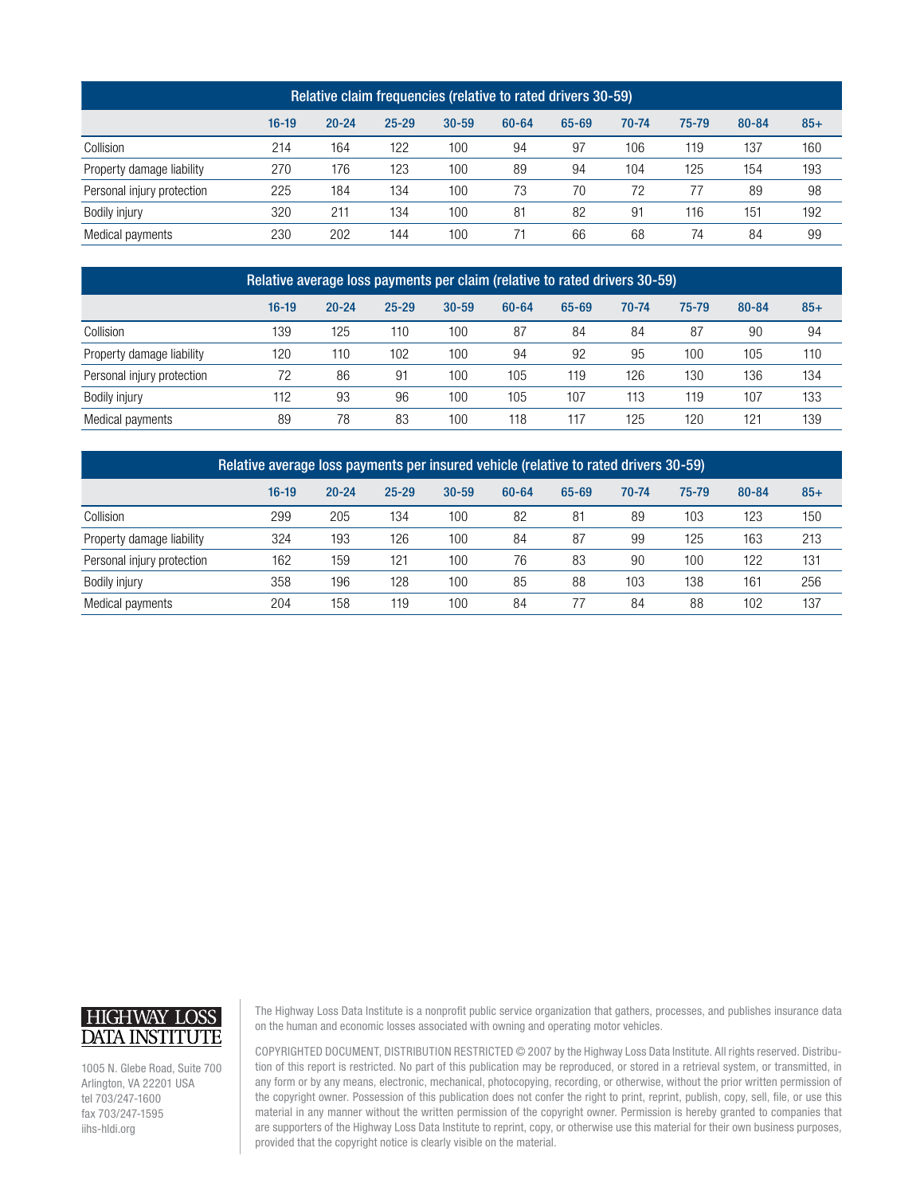| Relative claim frequencies (relative to rated drivers 30-59) | | | | | | | | | | |
|---|---|---|---|---|---|---|---|---|---|---|
| | 16-19 | 20-24 | 25-29 | 30-59 | 60-64 | 65-69 | 70-74 | 75-79 | 80-84 | 85+ |
| Collision | 214 | 164 | 122 | 100 | 94 | 97 | 106 | 119 | 137 | 160 |
| Property damage liability | 270 | 176 | 123 | 100 | 89 | 94 | 104 | 125 | 154 | 193 |
| Personal injury protection | 225 | 184 | 134 | 100 | 73 | 70 | 72 | 77 | 89 | 98 |
| Bodily injury | 320 | 211 | 134 | 100 | 81 | 82 | 91 | 116 | 151 | 192 |
| Medical payments | 230 | 202 | 144 | 100 | 71 | 66 | 68 | 74 | 84 | 99 |

| Relative average loss payments per claim (relative to rated drivers 30-59) | | | | | | | | | | |
|---|---|---|---|---|---|---|---|---|---|---|
| | 16-19 | 20-24 | 25-29 | 30-59 | 60-64 | 65-69 | 70-74 | 75-79 | 80-84 | 85+ |
| Collision | 139 | 125 | 110 | 100 | 87 | 84 | 84 | 87 | 90 | 94 |
| Property damage liability | 120 | 110 | 102 | 100 | 94 | 92 | 95 | 100 | 105 | 110 |
| Personal injury protection | 72 | 86 | 91 | 100 | 105 | 119 | 126 | 130 | 136 | 134 |
| Bodily injury | 112 | 93 | 96 | 100 | 105 | 107 | 113 | 119 | 107 | 133 |
| Medical payments | 89 | 78 | 83 | 100 | 118 | 117 | 125 | 120 | 121 | 139 |

| Relative average loss payments per insured vehicle (relative to rated drivers 30-59) | | | | | | | | | | |
|---|---|---|---|---|---|---|---|---|---|---|
| | 16-19 | 20-24 | 25-29 | 30-59 | 60-64 | 65-69 | 70-74 | 75-79 | 80-84 | 85+ |
| Collision | 299 | 205 | 134 | 100 | 82 | 81 | 89 | 103 | 123 | 150 |
| Property damage liability | 324 | 193 | 126 | 100 | 84 | 87 | 99 | 125 | 163 | 213 |
| Personal injury protection | 162 | 159 | 121 | 100 | 76 | 83 | 90 | 100 | 122 | 131 |
| Bodily injury | 358 | 196 | 128 | 100 | 85 | 88 | 103 | 138 | 161 | 256 |
| Medical payments | 204 | 158 | 119 | 100 | 84 | 77 | 84 | 88 | 102 | 137 |

HIGHWAY LOSS DATA INSTITUTE

1005 N. Glebe Road, Suite 700
Arlington, VA 22201 USA
tel 703/247-1600
fax 703/247-1595
iihs-hldi.org

The Highway Loss Data Institute is a nonprofit public service organization that gathers, processes, and publishes insurance data on the human and economic losses associated with owning and operating motor vehicles.

COPYRIGHTED DOCUMENT, DISTRIBUTION RESTRICTED © 2007 by the Highway Loss Data Institute. All rights reserved. Distribution of this report is restricted. No part of this publication may be reproduced, or stored in a retrieval system, or transmitted, in any form or by any means, electronic, mechanical, photocopying, recording, or otherwise, without the prior written permission of the copyright owner. Possession of this publication does not confer the right to print, reprint, publish, copy, sell, file, or use this material in any manner without the written permission of the copyright owner. Permission is hereby granted to companies that are supporters of the Highway Loss Data Institute to reprint, copy, or otherwise use this material for their own business purposes, provided that the copyright notice is clearly visible on the material.